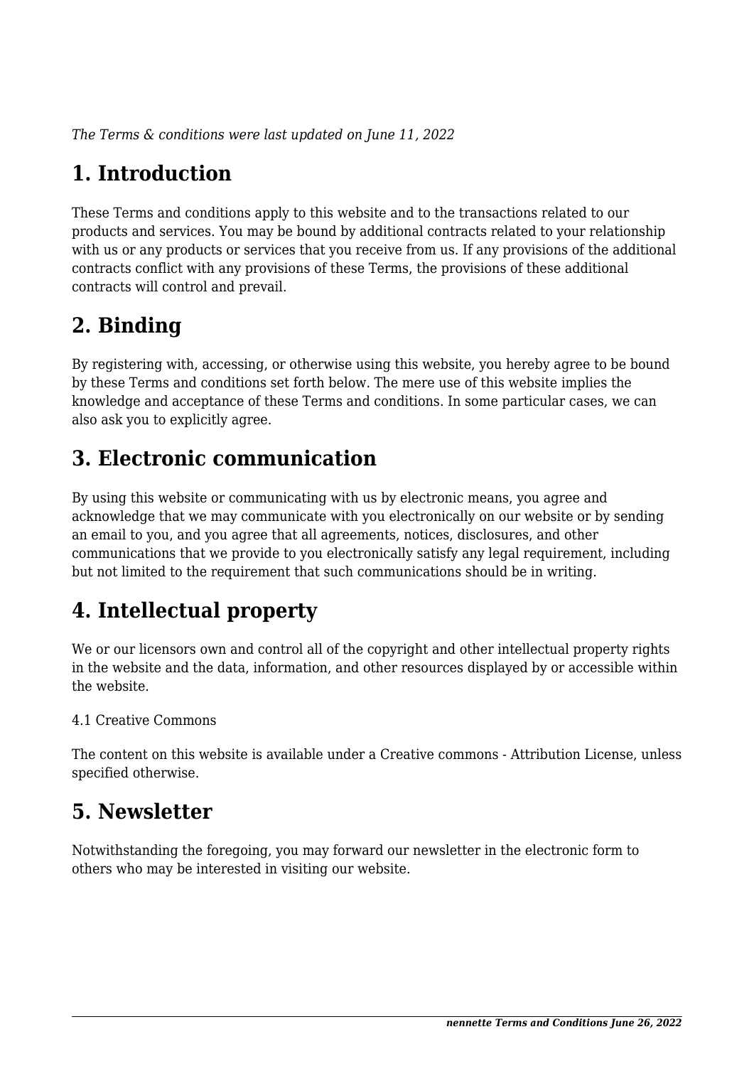*The Terms & conditions were last updated on June 11, 2022*

# 1. Introduction

These Terms and conditions apply to this website and to the transactions related to our products and services. You may be bound by additional contracts related to your relationship with us or any products or services that you receive from us. If any provisions of the additional contracts conflict with any provisions of these Terms, the provisions of these additional contracts will control and prevail.

# 2. Binding

By registering with, accessing, or otherwise using this website, you hereby agree to be bound by these Terms and conditions set forth below. The mere use of this website implies the knowledge and acceptance of these Terms and conditions. In some particular cases, we can also ask you to explicitly agree.

# 3. Electronic communication

By using this website or communicating with us by electronic means, you agree and acknowledge that we may communicate with you electronically on our website or by sending an email to you, and you agree that all agreements, notices, disclosures, and other communications that we provide to you electronically satisfy any legal requirement, including but not limited to the requirement that such communications should be in writing.

# 4. Intellectual property

We or our licensors own and control all of the copyright and other intellectual property rights in the website and the data, information, and other resources displayed by or accessible within the website.

4.1 Creative Commons

The content on this website is available under a Creative commons - Attribution License, unless specified otherwise.

# 5. Newsletter

Notwithstanding the foregoing, you may forward our newsletter in the electronic form to others who may be interested in visiting our website.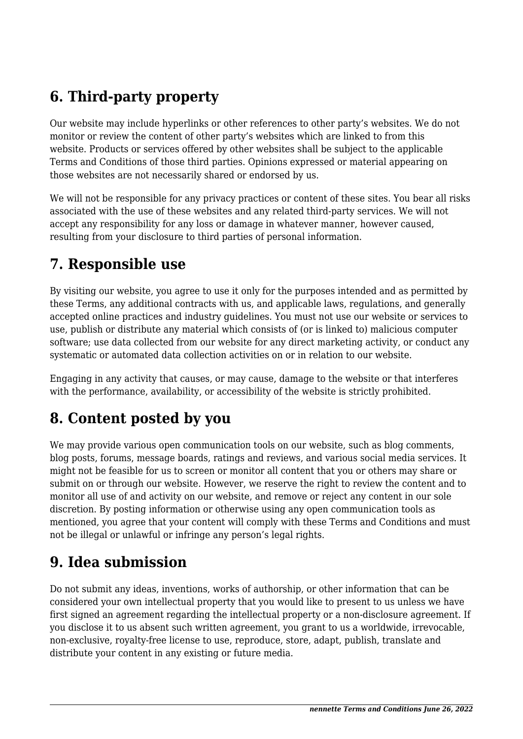## 6. Third-party property

Our website may include hyperlinks or other references to other party's websites. We do not monitor or review the content of other party's websites which are linked to from this website. Products or services offered by other websites shall be subject to the applicable Terms and Conditions of those third parties. Opinions expressed or material appearing on those websites are not necessarily shared or endorsed by us.

We will not be responsible for any privacy practices or content of these sites. You bear all risks associated with the use of these websites and any related third-party services. We will not accept any responsibility for any loss or damage in whatever manner, however caused, resulting from your disclosure to third parties of personal information.

## 7. Responsible use

By visiting our website, you agree to use it only for the purposes intended and as permitted by these Terms, any additional contracts with us, and applicable laws, regulations, and generally accepted online practices and industry guidelines. You must not use our website or services to use, publish or distribute any material which consists of (or is linked to) malicious computer software; use data collected from our website for any direct marketing activity, or conduct any systematic or automated data collection activities on or in relation to our website.

Engaging in any activity that causes, or may cause, damage to the website or that interferes with the performance, availability, or accessibility of the website is strictly prohibited.

## 8. Content posted by you

We may provide various open communication tools on our website, such as blog comments, blog posts, forums, message boards, ratings and reviews, and various social media services. It might not be feasible for us to screen or monitor all content that you or others may share or submit on or through our website. However, we reserve the right to review the content and to monitor all use of and activity on our website, and remove or reject any content in our sole discretion. By posting information or otherwise using any open communication tools as mentioned, you agree that your content will comply with these Terms and Conditions and must not be illegal or unlawful or infringe any person's legal rights.

## 9. Idea submission

Do not submit any ideas, inventions, works of authorship, or other information that can be considered your own intellectual property that you would like to present to us unless we have first signed an agreement regarding the intellectual property or a non-disclosure agreement. If you disclose it to us absent such written agreement, you grant to us a worldwide, irrevocable, non-exclusive, royalty-free license to use, reproduce, store, adapt, publish, translate and distribute your content in any existing or future media.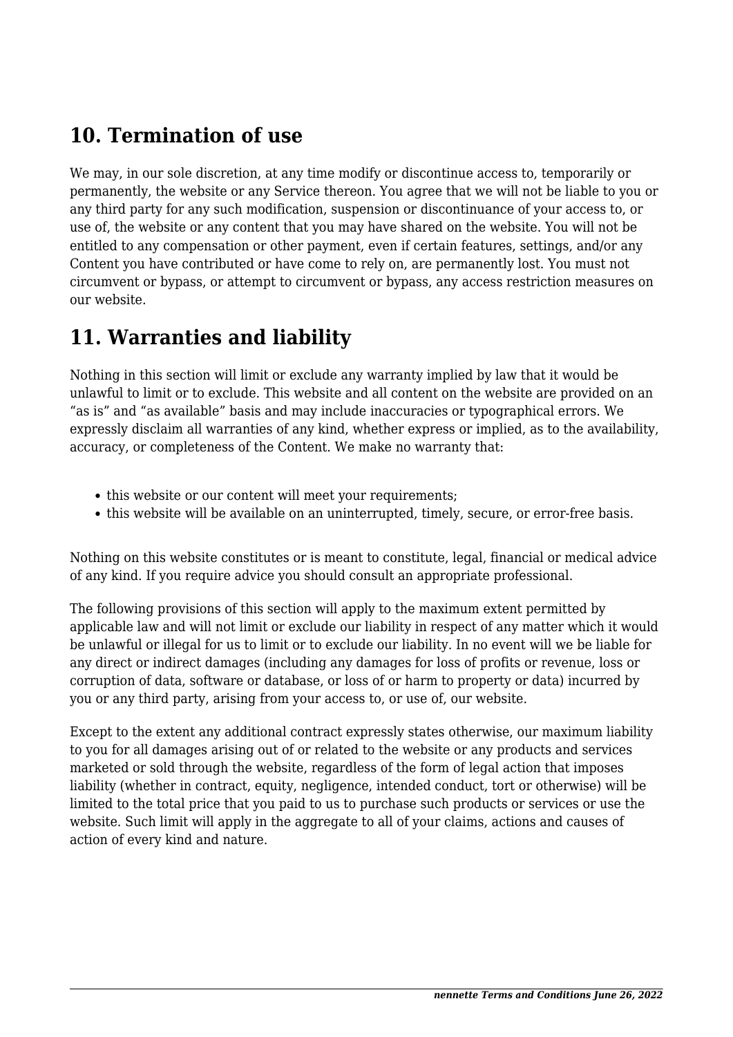## 10. Termination of use

We may, in our sole discretion, at any time modify or discontinue access to, temporarily or permanently, the website or any Service thereon. You agree that we will not be liable to you or any third party for any such modification, suspension or discontinuance of your access to, or use of, the website or any content that you may have shared on the website. You will not be entitled to any compensation or other payment, even if certain features, settings, and/or any Content you have contributed or have come to rely on, are permanently lost. You must not circumvent or bypass, or attempt to circumvent or bypass, any access restriction measures on our website.

## 11. Warranties and liability

Nothing in this section will limit or exclude any warranty implied by law that it would be unlawful to limit or to exclude. This website and all content on the website are provided on an "as is" and "as available" basis and may include inaccuracies or typographical errors. We expressly disclaim all warranties of any kind, whether express or implied, as to the availability, accuracy, or completeness of the Content. We make no warranty that:

- this website or our content will meet your requirements;
- this website will be available on an uninterrupted, timely, secure, or error-free basis.

Nothing on this website constitutes or is meant to constitute, legal, financial or medical advice of any kind. If you require advice you should consult an appropriate professional.

The following provisions of this section will apply to the maximum extent permitted by applicable law and will not limit or exclude our liability in respect of any matter which it would be unlawful or illegal for us to limit or to exclude our liability. In no event will we be liable for any direct or indirect damages (including any damages for loss of profits or revenue, loss or corruption of data, software or database, or loss of or harm to property or data) incurred by you or any third party, arising from your access to, or use of, our website.

Except to the extent any additional contract expressly states otherwise, our maximum liability to you for all damages arising out of or related to the website or any products and services marketed or sold through the website, regardless of the form of legal action that imposes liability (whether in contract, equity, negligence, intended conduct, tort or otherwise) will be limited to the total price that you paid to us to purchase such products or services or use the website. Such limit will apply in the aggregate to all of your claims, actions and causes of action of every kind and nature.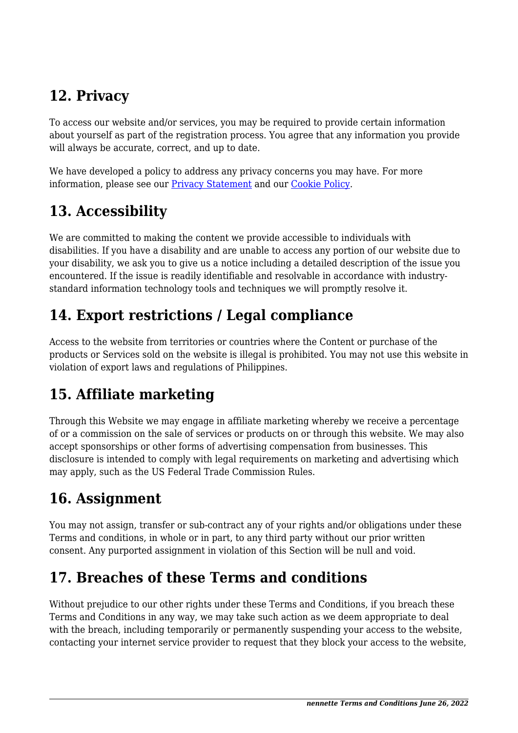## 12. Privacy

To access our website and/or services, you may be required to provide certain information about yourself as part of the registration process. You agree that any information you provide will always be accurate, correct, and up to date.

We have developed a policy to address any privacy concerns you may have. For more information, please see our Privacy Statement and our Cookie Policy.

## 13. Accessibility

We are committed to making the content we provide accessible to individuals with disabilities. If you have a disability and are unable to access any portion of our website due to your disability, we ask you to give us a notice including a detailed description of the issue you encountered. If the issue is readily identifiable and resolvable in accordance with industry-standard information technology tools and techniques we will promptly resolve it.

## 14. Export restrictions / Legal compliance

Access to the website from territories or countries where the Content or purchase of the products or Services sold on the website is illegal is prohibited. You may not use this website in violation of export laws and regulations of Philippines.

## 15. Affiliate marketing

Through this Website we may engage in affiliate marketing whereby we receive a percentage of or a commission on the sale of services or products on or through this website. We may also accept sponsorships or other forms of advertising compensation from businesses. This disclosure is intended to comply with legal requirements on marketing and advertising which may apply, such as the US Federal Trade Commission Rules.

## 16. Assignment

You may not assign, transfer or sub-contract any of your rights and/or obligations under these Terms and conditions, in whole or in part, to any third party without our prior written consent. Any purported assignment in violation of this Section will be null and void.

## 17. Breaches of these Terms and conditions

Without prejudice to our other rights under these Terms and Conditions, if you breach these Terms and Conditions in any way, we may take such action as we deem appropriate to deal with the breach, including temporarily or permanently suspending your access to the website, contacting your internet service provider to request that they block your access to the website,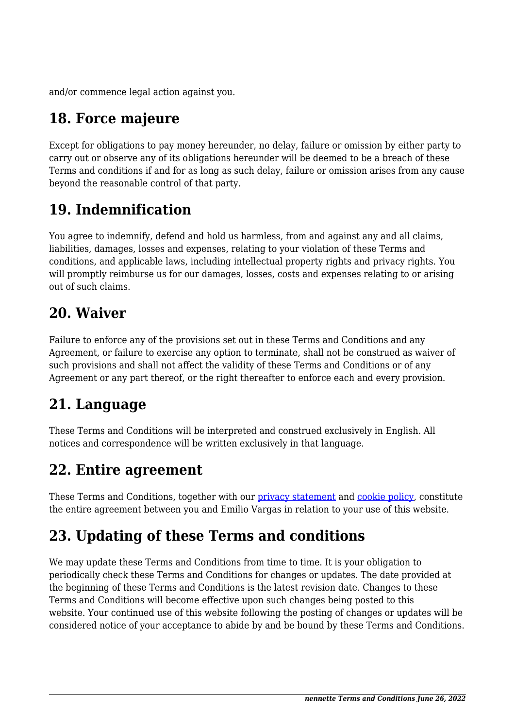and/or commence legal action against you.

## 18. Force majeure

Except for obligations to pay money hereunder, no delay, failure or omission by either party to carry out or observe any of its obligations hereunder will be deemed to be a breach of these Terms and conditions if and for as long as such delay, failure or omission arises from any cause beyond the reasonable control of that party.

## 19. Indemnification

You agree to indemnify, defend and hold us harmless, from and against any and all claims, liabilities, damages, losses and expenses, relating to your violation of these Terms and conditions, and applicable laws, including intellectual property rights and privacy rights. You will promptly reimburse us for our damages, losses, costs and expenses relating to or arising out of such claims.

## 20. Waiver

Failure to enforce any of the provisions set out in these Terms and Conditions and any Agreement, or failure to exercise any option to terminate, shall not be construed as waiver of such provisions and shall not affect the validity of these Terms and Conditions or of any Agreement or any part thereof, or the right thereafter to enforce each and every provision.

## 21. Language

These Terms and Conditions will be interpreted and construed exclusively in English. All notices and correspondence will be written exclusively in that language.

## 22. Entire agreement

These Terms and Conditions, together with our privacy statement and cookie policy, constitute the entire agreement between you and Emilio Vargas in relation to your use of this website.

## 23. Updating of these Terms and conditions

We may update these Terms and Conditions from time to time. It is your obligation to periodically check these Terms and Conditions for changes or updates. The date provided at the beginning of these Terms and Conditions is the latest revision date. Changes to these Terms and Conditions will become effective upon such changes being posted to this website. Your continued use of this website following the posting of changes or updates will be considered notice of your acceptance to abide by and be bound by these Terms and Conditions.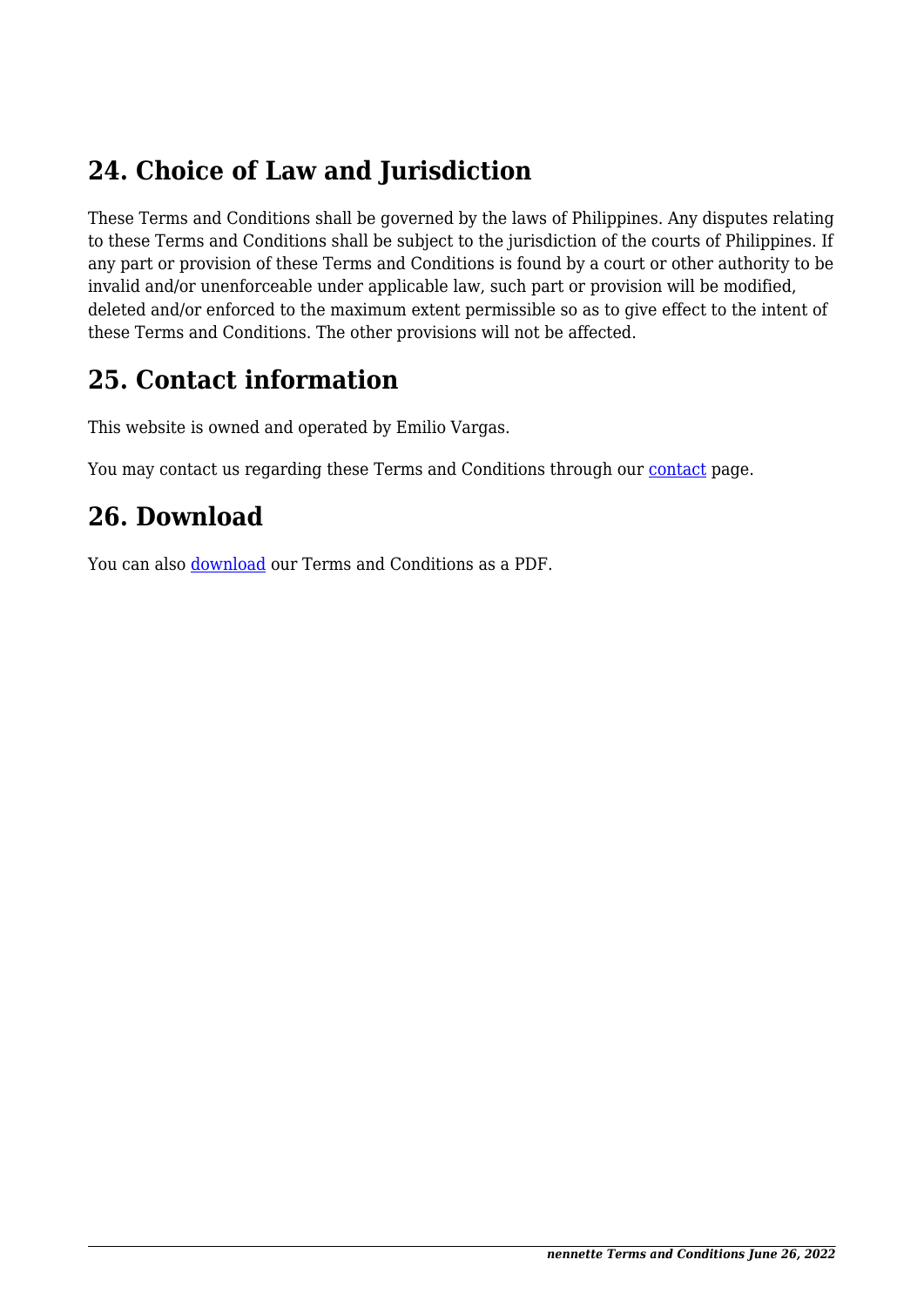## 24. Choice of Law and Jurisdiction

These Terms and Conditions shall be governed by the laws of Philippines. Any disputes relating to these Terms and Conditions shall be subject to the jurisdiction of the courts of Philippines. If any part or provision of these Terms and Conditions is found by a court or other authority to be invalid and/or unenforceable under applicable law, such part or provision will be modified, deleted and/or enforced to the maximum extent permissible so as to give effect to the intent of these Terms and Conditions. The other provisions will not be affected.

## 25. Contact information

This website is owned and operated by Emilio Vargas.

You may contact us regarding these Terms and Conditions through our contact page.

## 26. Download

You can also download our Terms and Conditions as a PDF.